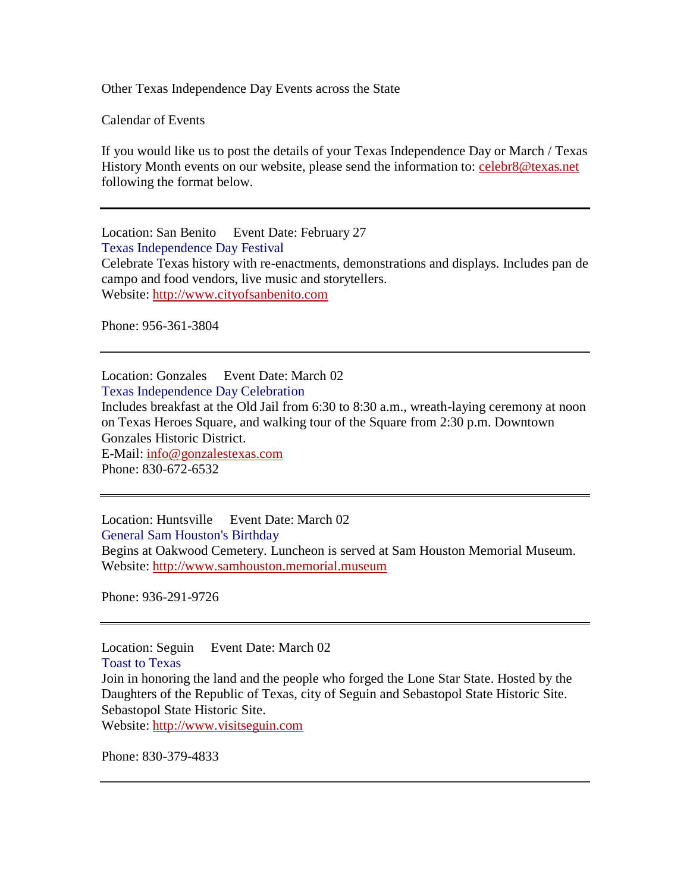Other Texas Independence Day Events across the State

Calendar of Events

If you would like us to post the details of your Texas Independence Day or March / Texas History Month events on our website, please send the information to: celebr8@texas.net following the format below.

---

Location: San Benito     Event Date: February 27

Texas Independence Day Festival

Celebrate Texas history with re-enactments, demonstrations and displays. Includes pan de campo and food vendors, live music and storytellers.

Website: http://www.cityofsanbenito.com

Phone: 956-361-3804

---

Location: Gonzales     Event Date: March 02

Texas Independence Day Celebration

Includes breakfast at the Old Jail from 6:30 to 8:30 a.m., wreath-laying ceremony at noon on Texas Heroes Square, and walking tour of the Square from 2:30 p.m. Downtown Gonzales Historic District.

E-Mail: info@gonzalestexas.com

Phone: 830-672-6532

---

Location: Huntsville     Event Date: March 02

General Sam Houston's Birthday

Begins at Oakwood Cemetery. Luncheon is served at Sam Houston Memorial Museum.

Website: http://www.samhouston.memorial.museum

Phone: 936-291-9726

---

Location: Seguin     Event Date: March 02

Toast to Texas

Join in honoring the land and the people who forged the Lone Star State. Hosted by the Daughters of the Republic of Texas, city of Seguin and Sebastopol State Historic Site. Sebastopol State Historic Site.

Website: http://www.visitseguin.com

Phone: 830-379-4833

---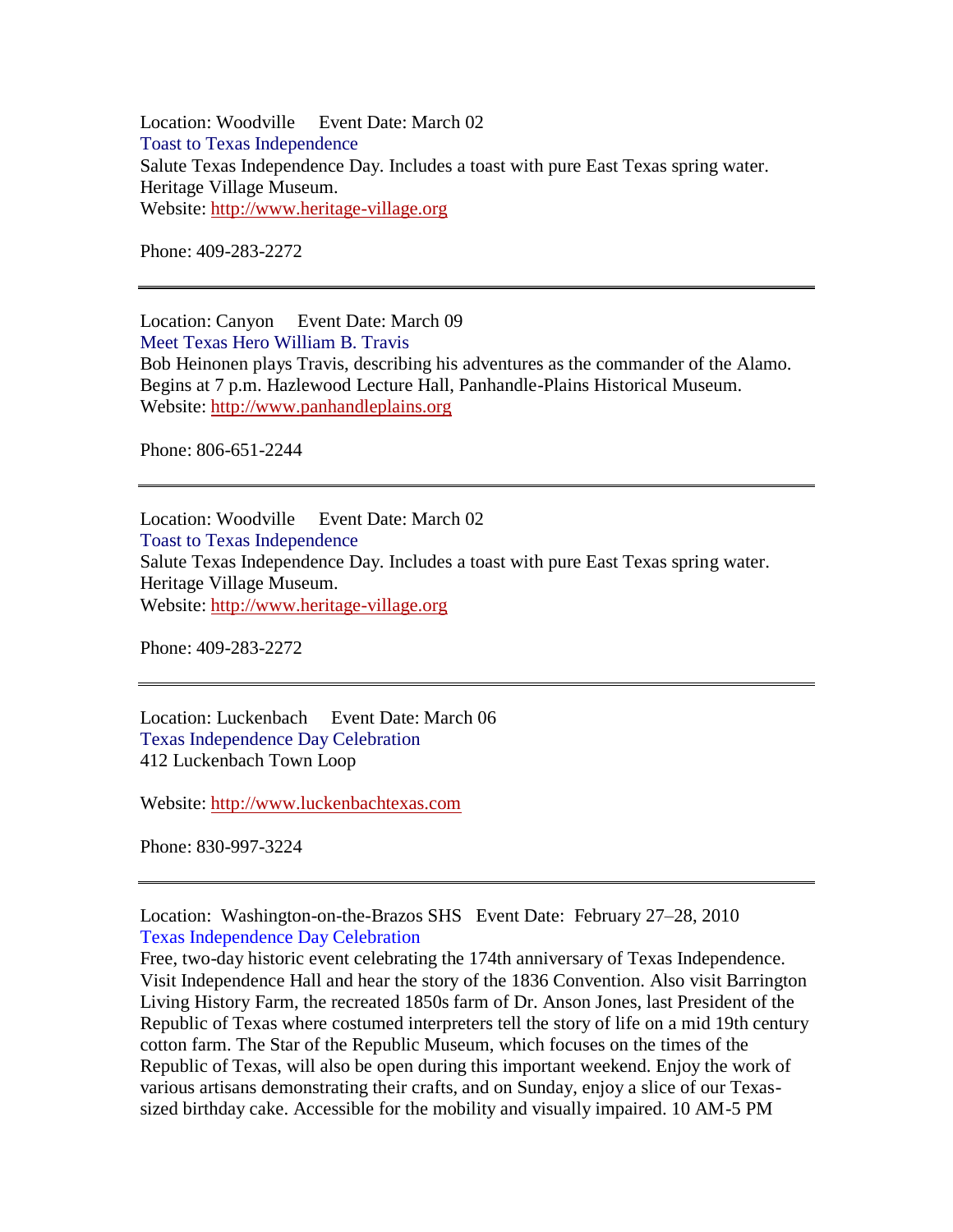Location: Woodville     Event Date: March 02

Toast to Texas Independence

Salute Texas Independence Day. Includes a toast with pure East Texas spring water. Heritage Village Museum.

Website: [http://www.heritage-village.org](http://www.heritage-village.org)

Phone: 409-283-2272

---

Location: Canyon     Event Date: March 09

Meet Texas Hero William B. Travis

Bob Heinonen plays Travis, describing his adventures as the commander of the Alamo. Begins at 7 p.m. Hazlewood Lecture Hall, Panhandle-Plains Historical Museum.

Website: [http://www.panhandleplains.org](http://www.panhandleplains.org)

Phone: 806-651-2244

---

Location: Woodville     Event Date: March 02

Toast to Texas Independence

Salute Texas Independence Day. Includes a toast with pure East Texas spring water. Heritage Village Museum.

Website: [http://www.heritage-village.org](http://www.heritage-village.org)

Phone: 409-283-2272

---

Location: Luckenbach     Event Date: March 06

Texas Independence Day Celebration

412 Luckenbach Town Loop

Website: [http://www.luckenbachtexas.com](http://www.luckenbachtexas.com)

Phone: 830-997-3224

---

Location: Washington-on-the-Brazos SHS   Event Date: February 27–28, 2010

Texas Independence Day Celebration

Free, two-day historic event celebrating the 174th anniversary of Texas Independence. Visit Independence Hall and hear the story of the 1836 Convention. Also visit Barrington Living History Farm, the recreated 1850s farm of Dr. Anson Jones, last President of the Republic of Texas where costumed interpreters tell the story of life on a mid 19th century cotton farm. The Star of the Republic Museum, which focuses on the times of the Republic of Texas, will also be open during this important weekend. Enjoy the work of various artisans demonstrating their crafts, and on Sunday, enjoy a slice of our Texas-sized birthday cake. Accessible for the mobility and visually impaired. 10 AM-5 PM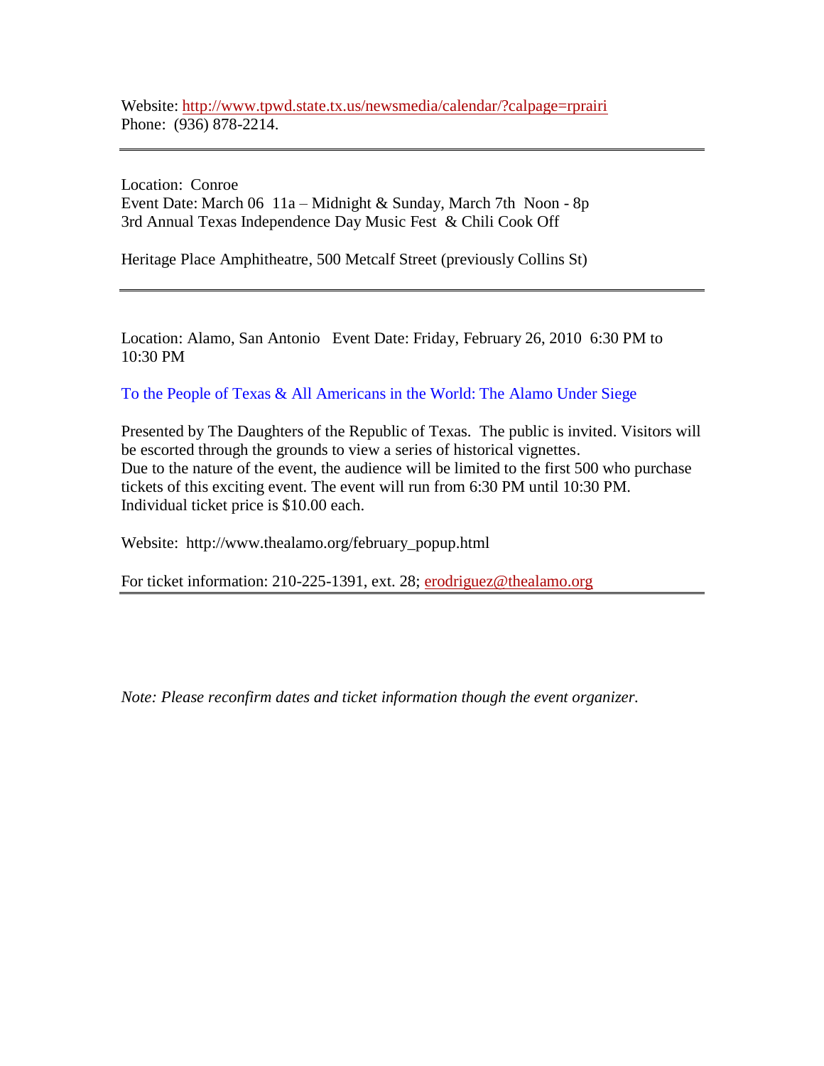Website: http://www.tpwd.state.tx.us/newsmedia/calendar/?calpage=rprairi
Phone: (936) 878-2214.

---

Location: Conroe
Event Date: March 06 11a – Midnight & Sunday, March 7th Noon - 8p
3rd Annual Texas Independence Day Music Fest & Chili Cook Off

Heritage Place Amphitheatre, 500 Metcalf Street (previously Collins St)

---

Location: Alamo, San Antonio Event Date: Friday, February 26, 2010 6:30 PM to 10:30 PM

To the People of Texas & All Americans in the World: The Alamo Under Siege

Presented by The Daughters of the Republic of Texas. The public is invited. Visitors will be escorted through the grounds to view a series of historical vignettes.
Due to the nature of the event, the audience will be limited to the first 500 who purchase tickets of this exciting event. The event will run from 6:30 PM until 10:30 PM.
Individual ticket price is $10.00 each.

Website: http://www.thealamo.org/february_popup.html

For ticket information: 210-225-1391, ext. 28; erodriguez@thealamo.org

---

*Note: Please reconfirm dates and ticket information though the event organizer.*